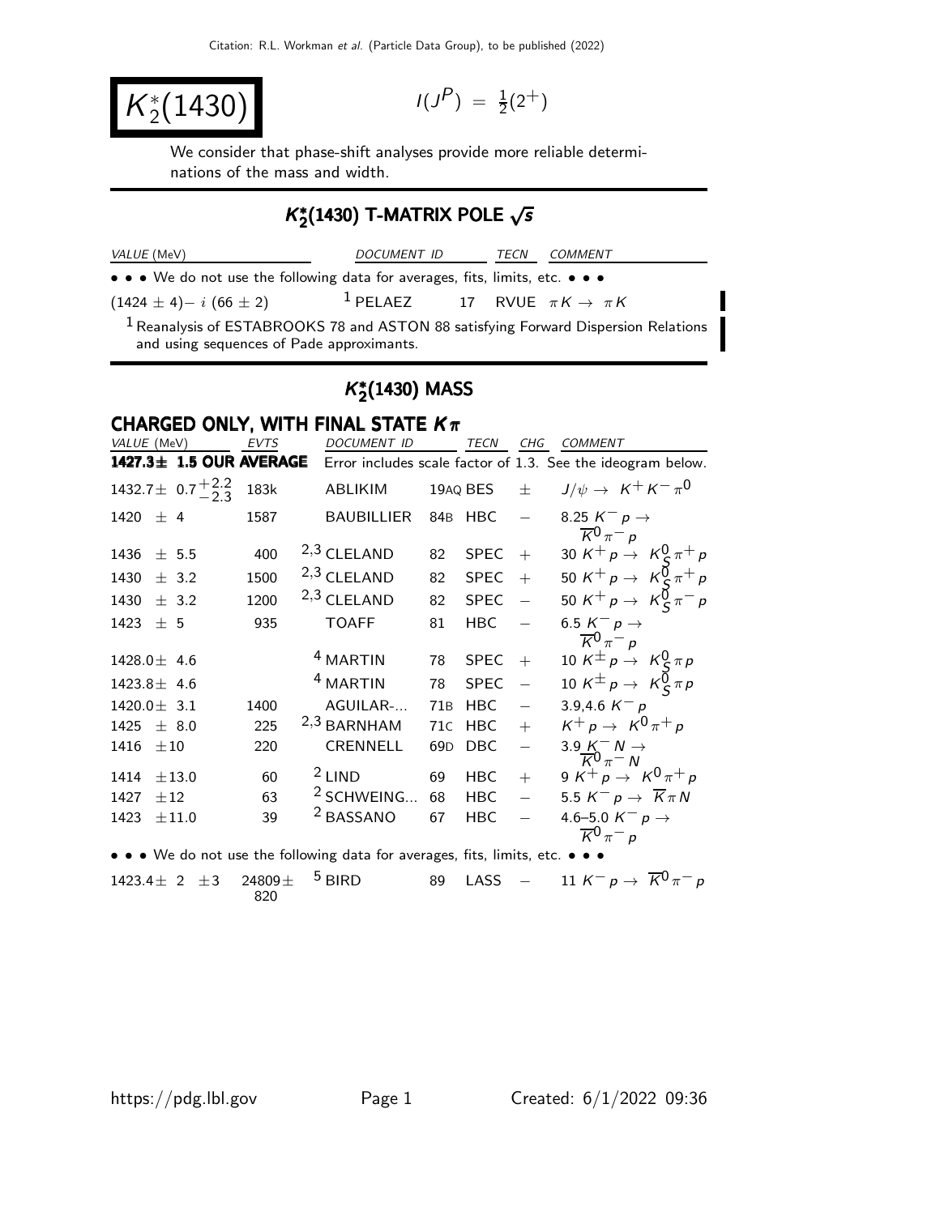# $K_2^*(1430)$

$I(J^P) = \frac{1}{2}(2^+)$

We consider that phase-shift analyses provide more reliable determinations of the mass and width.

## $K_2^*(1430)$ T-MATRIX POLE $\sqrt{s}$

| VALUE (MeV) | DOCUMENT ID | | TECN | COMMENT |
|---|---|---|---|---|
| • • • We do not use the following data for averages, fits, limits, etc. • • • | | | | |
| $(1424 \pm 4) - i\,(66 \pm 2)$ | [1] PELAEZ | 17 | RVUE | $\pi K \to \pi K$ |

[1] Reanalysis of ESTABROOKS 78 and ASTON 88 satisfying Forward Dispersion Relations and using sequences of Pade approximants.

## $K_2^*(1430)$ MASS

### CHARGED ONLY, WITH FINAL STATE $K\pi$

| VALUE (MeV) | EVTS | DOCUMENT ID | | TECN | CHG | COMMENT |
|---|---|---|---|---|---|---|
| **1427.3 ± 1.5 OUR AVERAGE** | | Error includes scale factor of 1.3. See the ideogram below. | | | | |
| $1432.7 \pm 0.7^{+2.2}_{-2.3}$ | 183k | ABLIKIM | 19AQ | BES | $\pm$ | $J/\psi \to K^+ K^- \pi^0$ |
| $1420 \pm 4$ | 1587 | BAUBILLIER | 84B | HBC | $-$ | 8.25 $K^- p \to \overline{K}^0 \pi^- p$ |
| $1436 \pm 5.5$ | 400 | [2,3] CLELAND | 82 | SPEC | $+$ | 30 $K^+ p \to K_S^0 \pi^+ p$ |
| $1430 \pm 3.2$ | 1500 | [2,3] CLELAND | 82 | SPEC | $+$ | 50 $K^+ p \to K_S^0 \pi^+ p$ |
| $1430 \pm 3.2$ | 1200 | [2,3] CLELAND | 82 | SPEC | $-$ | 50 $K^+ p \to K_S^0 \pi^- p$ |
| $1423 \pm 5$ | 935 | TOAFF | 81 | HBC | $-$ | 6.5 $K^- p \to \overline{K}^0 \pi^- p$ |
| $1428.0 \pm 4.6$ | | [4] MARTIN | 78 | SPEC | $+$ | 10 $K^\pm p \to K_S^0 \pi p$ |
| $1423.8 \pm 4.6$ | | [4] MARTIN | 78 | SPEC | $-$ | 10 $K^\pm p \to K_S^0 \pi p$ |
| $1420.0 \pm 3.1$ | 1400 | AGUILAR-... | 71B | HBC | $-$ | 3.9,4.6 $K^- p$ |
| $1425 \pm 8.0$ | 225 | [2,3] BARNHAM | 71C | HBC | $+$ | $K^+ p \to K^0 \pi^+ p$ |
| $1416 \pm 10$ | 220 | CRENNELL | 69D | DBC | $-$ | 3.9 $K^- N \to \overline{K}^0 \pi^- N$ |
| $1414 \pm 13.0$ | 60 | [2] LIND | 69 | HBC | $+$ | 9 $K^+ p \to K^0 \pi^+ p$ |
| $1427 \pm 12$ | 63 | [2] SCHWEING... | 68 | HBC | $-$ | 5.5 $K^- p \to \overline{K} \pi N$ |
| $1423 \pm 11.0$ | 39 | [2] BASSANO | 67 | HBC | $-$ | 4.6–5.0 $K^- p \to \overline{K}^0 \pi^- p$ |
| • • • We do not use the following data for averages, fits, limits, etc. • • • | | | | | | |
| $1423.4 \pm 2 \pm 3$ | 24809 ± 820 | [5] BIRD | 89 | LASS | $-$ | 11 $K^- p \to \overline{K}^0 \pi^- p$ |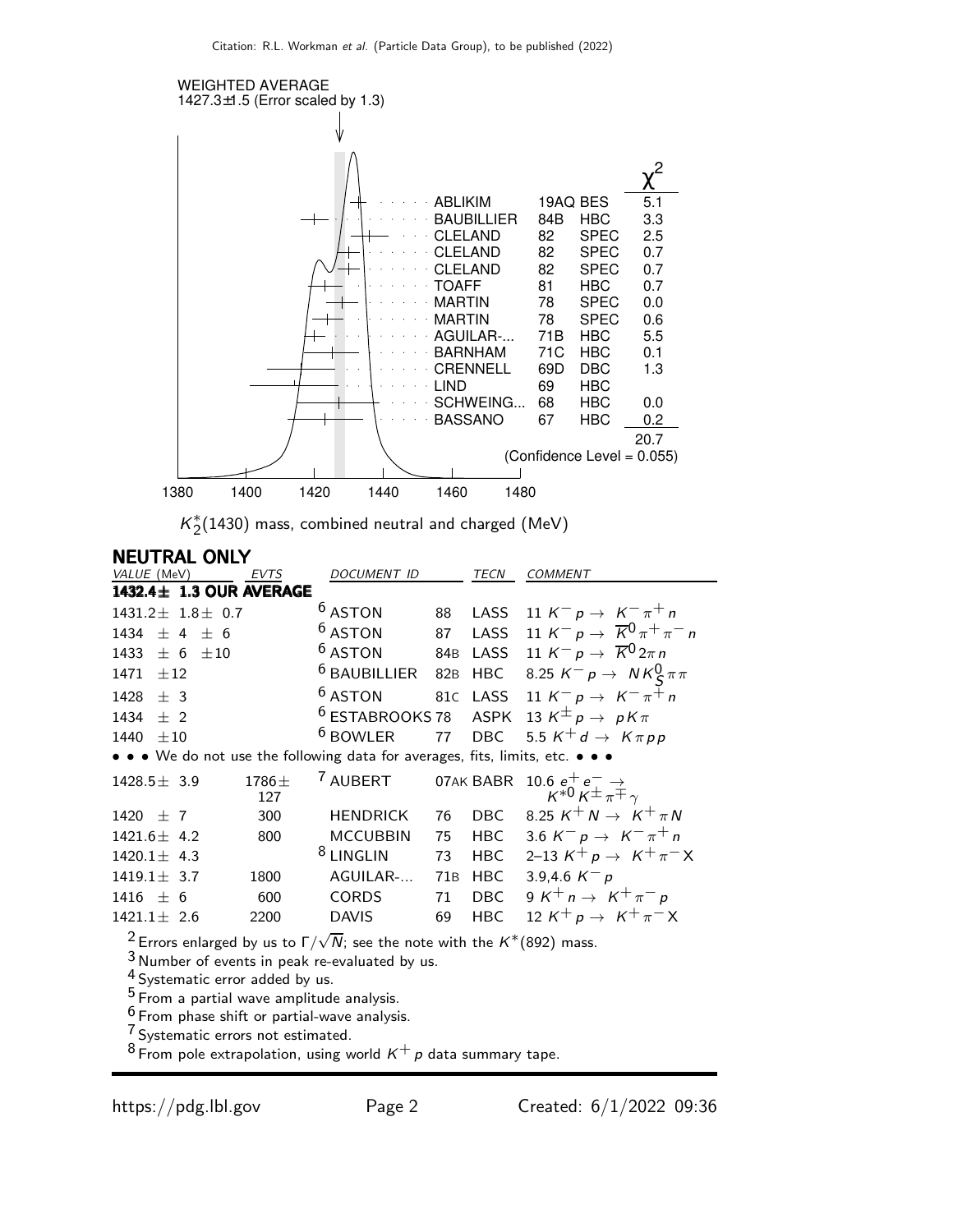WEIGHTED AVERAGE
1427.3±1.5 (Error scaled by 1.3)

| | | | $\chi^2$ |
|---|---|---|---|
| ABLIKIM | 19AQ | BES | 5.1 |
| BAUBILLIER | 84B | HBC | 3.3 |
| CLELAND | 82 | SPEC | 2.5 |
| CLELAND | 82 | SPEC | 0.7 |
| CLELAND | 82 | SPEC | 0.7 |
| TOAFF | 81 | HBC | 0.7 |
| MARTIN | 78 | SPEC | 0.0 |
| MARTIN | 78 | SPEC | 0.6 |
| AGUILAR-... | 71B | HBC | 5.5 |
| BARNHAM | 71C | HBC | 0.1 |
| CRENNELL | 69D | DBC | 1.3 |
| LIND | 69 | HBC | |
| SCHWEING... | 68 | HBC | 0.0 |
| BASSANO | 67 | HBC | 0.2 |
| | | | 20.7 |

(Confidence Level = 0.055)

$K_2^*(1430)$ mass, combined neutral and charged (MeV)

## NEUTRAL ONLY

| VALUE (MeV) | EVTS | DOCUMENT ID | | TECN | COMMENT |
|---|---|---|---|---|---|
| **1432.4± 1.3 OUR AVERAGE** | | | | | |
| 1431.2± 1.8± 0.7 | | [6] ASTON | 88 | LASS | 11 $K^- p \to K^- \pi^+ n$ |
| 1434 ± 4 ± 6 | | [6] ASTON | 87 | LASS | 11 $K^- p \to \overline{K}^0 \pi^+ \pi^- n$ |
| 1433 ± 6 ±10 | | [6] ASTON | 84B | LASS | 11 $K^- p \to \overline{K}^0 2\pi n$ |
| 1471 ±12 | | [6] BAUBILLIER | 82B | HBC | 8.25 $K^- p \to N K_S^0 \pi \pi$ |
| 1428 ± 3 | | [6] ASTON | 81C | LASS | 11 $K^- p \to K^- \pi^+ n$ |
| 1434 ± 2 | | [6] ESTABROOKS | 78 | ASPK | 13 $K^{\pm} p \to p K \pi$ |
| 1440 ±10 | | [6] BOWLER | 77 | DBC | 5.5 $K^+ d \to K \pi p p$ |
| • • • We do not use the following data for averages, fits, limits, etc. • • • | | | | | |
| 1428.5± 3.9 | 1786± 127 | [7] AUBERT | 07AK | BABR | 10.6 $e^+ e^- \to K^{*0} K^{\pm} \pi^{\mp} \gamma$ |
| 1420 ± 7 | 300 | HENDRICK | 76 | DBC | 8.25 $K^+ N \to K^+ \pi N$ |
| 1421.6± 4.2 | 800 | MCCUBBIN | 75 | HBC | 3.6 $K^- p \to K^- \pi^+ n$ |
| 1420.1± 4.3 | | [8] LINGLIN | 73 | HBC | 2–13 $K^+ p \to K^+ \pi^- X$ |
| 1419.1± 3.7 | 1800 | AGUILAR-... | 71B | HBC | 3.9,4.6 $K^- p$ |
| 1416 ± 6 | 600 | CORDS | 71 | DBC | 9 $K^+ n \to K^+ \pi^- p$ |
| 1421.1± 2.6 | 2200 | DAVIS | 69 | HBC | 12 $K^+ p \to K^+ \pi^- X$ |

[2] Errors enlarged by us to $\Gamma/\sqrt{N}$; see the note with the $K^*(892)$ mass.
[3] Number of events in peak re-evaluated by us.
[4] Systematic error added by us.
[5] From a partial wave amplitude analysis.
[6] From phase shift or partial-wave analysis.
[7] Systematic errors not estimated.
[8] From pole extrapolation, using world $K^+ p$ data summary tape.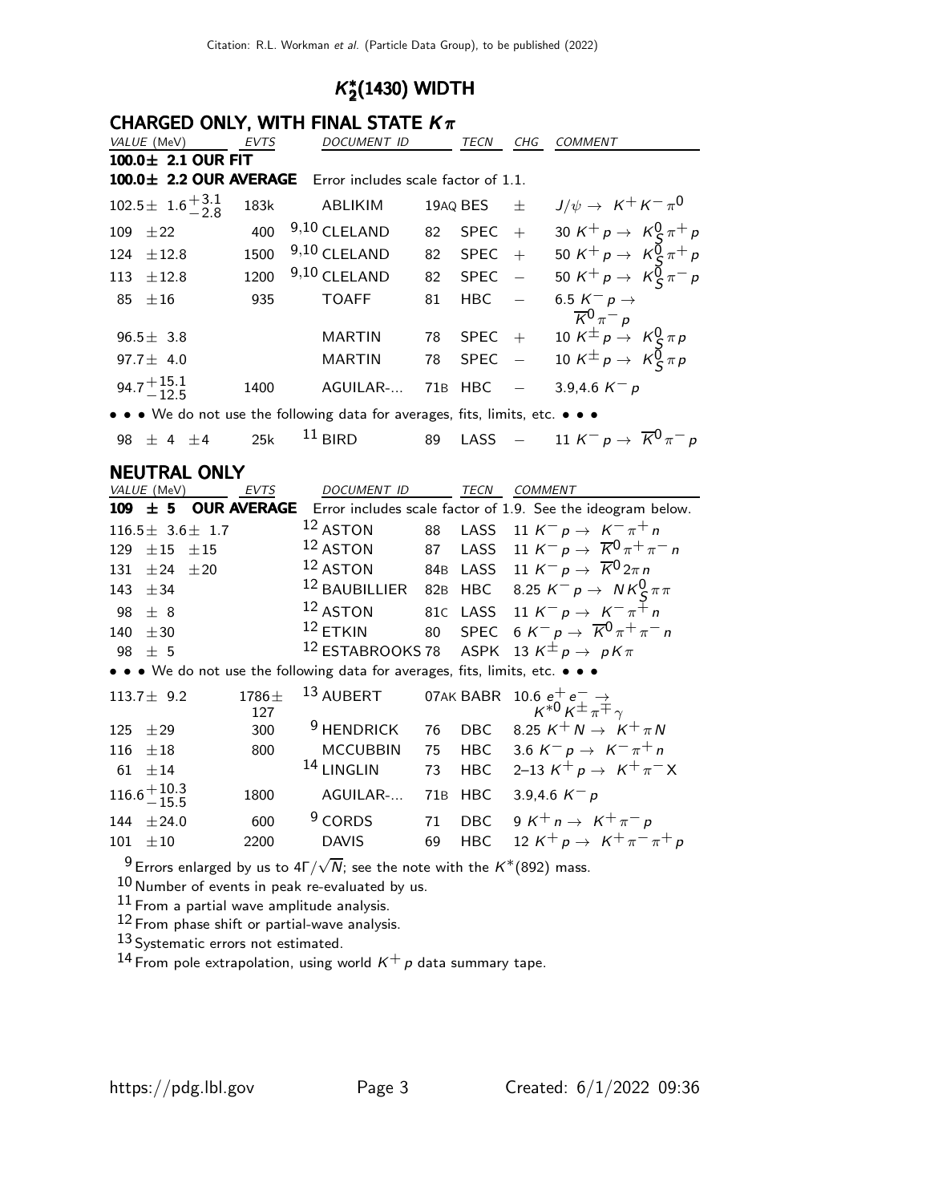## $K_2^*(1430)$ WIDTH

### CHARGED ONLY, WITH FINAL STATE $K\pi$

| VALUE (MeV) | EVTS | DOCUMENT ID | | TECN | CHG | COMMENT |
|---|---|---|---|---|---|---|
| **100.0± 2.1 OUR FIT** | | | | | | |
| **100.0± 2.2 OUR AVERAGE** | | Error includes scale factor of 1.1. | | | | |
| $102.5\pm\ 1.6^{+3.1}_{-2.8}$ | 183k | ABLIKIM | 19AQ | BES | ± | $J/\psi \rightarrow K^+K^-\pi^0$ |
| 109 ±22 | 400 | [9,10] CLELAND | 82 | SPEC | + | 30 $K^+p \rightarrow K^0_S\pi^+p$ |
| 124 ±12.8 | 1500 | [9,10] CLELAND | 82 | SPEC | + | 50 $K^+p \rightarrow K^0_S\pi^+p$ |
| 113 ±12.8 | 1200 | [9,10] CLELAND | 82 | SPEC | − | 50 $K^+p \rightarrow K^0_S\pi^-p$ |
| 85 ±16 | 935 | TOAFF | 81 | HBC | − | 6.5 $K^-p \rightarrow \overline{K}^0\pi^-p$ |
| 96.5± 3.8 | | MARTIN | 78 | SPEC | + | 10 $K^\pm p \rightarrow K^0_S\pi p$ |
| 97.7± 4.0 | | MARTIN | 78 | SPEC | − | 10 $K^\pm p \rightarrow K^0_S\pi p$ |
| $94.7^{+15.1}_{-12.5}$ | 1400 | AGUILAR-... | 71B | HBC | − | 3.9,4.6 $K^-p$ |
| • • • We do not use the following data for averages, fits, limits, etc. • • • | | | | | | |
| 98 ± 4 ±4 | 25k | [11] BIRD | 89 | LASS | − | 11 $K^-p \rightarrow \overline{K}^0\pi^-p$ |

### NEUTRAL ONLY

| VALUE (MeV) | EVTS | DOCUMENT ID | | TECN | COMMENT |
|---|---|---|---|---|---|
| **109 ± 5 OUR AVERAGE** | | Error includes scale factor of 1.9. See the ideogram below. | | | |
| 116.5± 3.6± 1.7 | | [12] ASTON | 88 | LASS | 11 $K^-p \rightarrow K^-\pi^+n$ |
| 129 ±15 ±15 | | [12] ASTON | 87 | LASS | 11 $K^-p \rightarrow \overline{K}^0\pi^+\pi^-n$ |
| 131 ±24 ±20 | | [12] ASTON | 84B | LASS | 11 $K^-p \rightarrow \overline{K}^0 2\pi n$ |
| 143 ±34 | | [12] BAUBILLIER | 82B | HBC | 8.25 $K^-p \rightarrow NK^0_S\pi\pi$ |
| 98 ± 8 | | [12] ASTON | 81C | LASS | 11 $K^-p \rightarrow K^-\pi^+n$ |
| 140 ±30 | | [12] ETKIN | 80 | SPEC | 6 $K^-p \rightarrow \overline{K}^0\pi^+\pi^-n$ |
| 98 ± 5 | | [12] ESTABROOKS | 78 | ASPK | 13 $K^\pm p \rightarrow pK\pi$ |
| • • • We do not use the following data for averages, fits, limits, etc. • • • | | | | | |
| 113.7± 9.2 | 1786± 127 | [13] AUBERT | 07AK | BABR | 10.6 $e^+e^- \rightarrow K^{*0}K^\pm\pi^\mp\gamma$ |
| 125 ±29 | 300 | [9] HENDRICK | 76 | DBC | 8.25 $K^+N \rightarrow K^+\pi N$ |
| 116 ±18 | 800 | MCCUBBIN | 75 | HBC | 3.6 $K^-p \rightarrow K^-\pi^+n$ |
| 61 ±14 | | [14] LINGLIN | 73 | HBC | 2–13 $K^+p \rightarrow K^+\pi^-X$ |
| $116.6^{+10.3}_{-15.5}$ | 1800 | AGUILAR-... | 71B | HBC | 3.9,4.6 $K^-p$ |
| 144 ±24.0 | 600 | [9] CORDS | 71 | DBC | 9 $K^+n \rightarrow K^+\pi^-p$ |
| 101 ±10 | 2200 | DAVIS | 69 | HBC | 12 $K^+p \rightarrow K^+\pi^-\pi^+p$ |

[9] Errors enlarged by us to $4\Gamma/\sqrt{N}$; see the note with the $K^*(892)$ mass.
[10] Number of events in peak re-evaluated by us.
[11] From a partial wave amplitude analysis.
[12] From phase shift or partial-wave analysis.
[13] Systematic errors not estimated.
[14] From pole extrapolation, using world $K^+p$ data summary tape.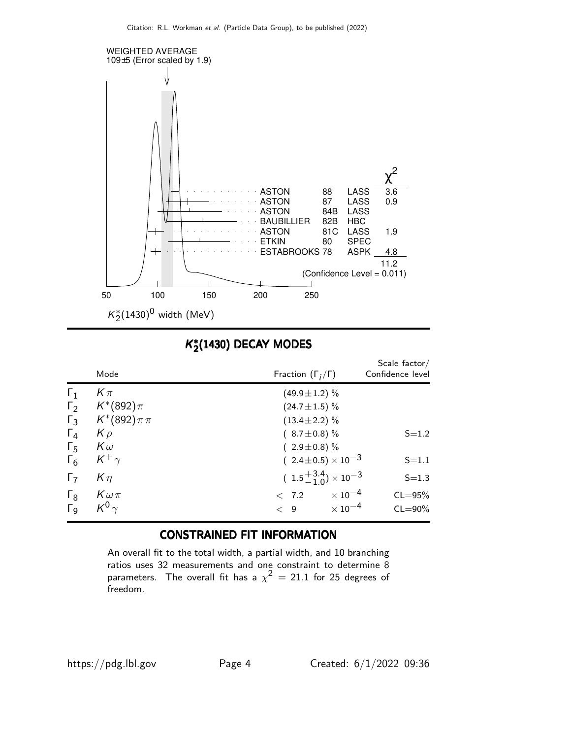WEIGHTED AVERAGE
109±5 (Error scaled by 1.9)

| | | | $\chi^2$ |
|---|---|---|---|
| ASTON | 88 | LASS | 3.6 |
| ASTON | 87 | LASS | 0.9 |
| ASTON | 84B | LASS | |
| BAUBILLIER | 82B | HBC | |
| ASTON | 81C | LASS | 1.9 |
| ETKIN | 80 | SPEC | |
| ESTABROOKS | 78 | ASPK | 4.8 |
| | | | 11.2 |

(Confidence Level = 0.011)

$K_2^*(1430)^0$ width (MeV)

## $K_2^*(1430)$ DECAY MODES

| | Mode | Fraction ($\Gamma_i/\Gamma$) | Scale factor/ Confidence level |
|---|---|---|---|
| $\Gamma_1$ | $K\pi$ | $(49.9\pm1.2)$ % | |
| $\Gamma_2$ | $K^*(892)\pi$ | $(24.7\pm1.5)$ % | |
| $\Gamma_3$ | $K^*(892)\pi\pi$ | $(13.4\pm2.2)$ % | |
| $\Gamma_4$ | $K\rho$ | $(\ 8.7\pm0.8)$ % | S=1.2 |
| $\Gamma_5$ | $K\omega$ | $(\ 2.9\pm0.8)$ % | |
| $\Gamma_6$ | $K^+\gamma$ | $(\ 2.4\pm0.5)\times10^{-3}$ | S=1.1 |
| $\Gamma_7$ | $K\eta$ | $(\ 1.5^{+3.4}_{-1.0})\times10^{-3}$ | S=1.3 |
| $\Gamma_8$ | $K\omega\pi$ | $<\ 7.2\ \ \times10^{-4}$ | CL=95% |
| $\Gamma_9$ | $K^0\gamma$ | $<\ 9\ \ \times10^{-4}$ | CL=90% |

## CONSTRAINED FIT INFORMATION

An overall fit to the total width, a partial width, and 10 branching ratios uses 32 measurements and one constraint to determine 8 parameters. The overall fit has a $\chi^2 = 21.1$ for 25 degrees of freedom.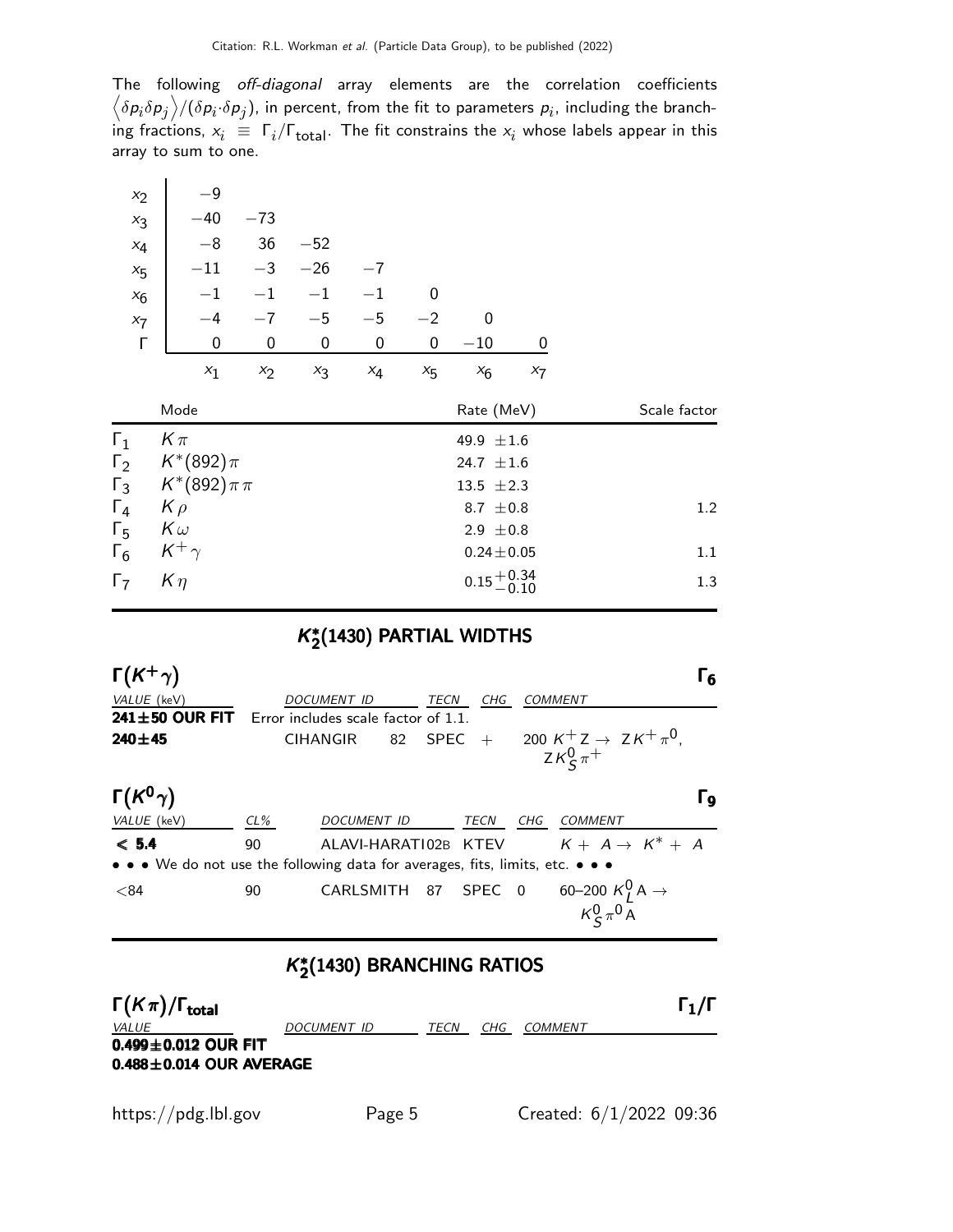The following *off-diagonal* array elements are the correlation coefficients $\langle \delta p_i \delta p_j \rangle / (\delta p_i \cdot \delta p_j)$, in percent, from the fit to parameters $p_i$, including the branching fractions, $x_i \equiv \Gamma_i/\Gamma_{total}$. The fit constrains the $x_i$ whose labels appear in this array to sum to one.

| | | | | | | | |
|---|---|---|---|---|---|---|---|
| $x_2$ | −9 | | | | | | |
| $x_3$ | −40 | −73 | | | | | |
| $x_4$ | −8 | 36 | −52 | | | | |
| $x_5$ | −11 | −3 | −26 | −7 | | | |
| $x_6$ | −1 | −1 | −1 | −1 | 0 | | |
| $x_7$ | −4 | −7 | −5 | −5 | −2 | 0 | |
| $\Gamma$ | 0 | 0 | 0 | 0 | 0 | −10 | 0 |
| | $x_1$ | $x_2$ | $x_3$ | $x_4$ | $x_5$ | $x_6$ | $x_7$ |

| | Mode | Rate (MeV) | Scale factor |
|---|---|---|---|
| $\Gamma_1$ | $K\pi$ | $49.9 \pm 1.6$ | |
| $\Gamma_2$ | $K^*(892)\pi$ | $24.7 \pm 1.6$ | |
| $\Gamma_3$ | $K^*(892)\pi\pi$ | $13.5 \pm 2.3$ | |
| $\Gamma_4$ | $K\rho$ | $8.7 \pm 0.8$ | 1.2 |
| $\Gamma_5$ | $K\omega$ | $2.9 \pm 0.8$ | |
| $\Gamma_6$ | $K^+\gamma$ | $0.24 \pm 0.05$ | 1.1 |
| $\Gamma_7$ | $K\eta$ | $0.15^{+0.34}_{-0.10}$ | 1.3 |

## $K_2^*(1430)$ PARTIAL WIDTHS

### $\Gamma(K^+\gamma)$ — $\Gamma_6$

| VALUE (keV) | DOCUMENT ID | | TECN | CHG | COMMENT |
|---|---|---|---|---|---|
| **241±50 OUR FIT** | Error includes scale factor of 1.1. | | | | |
| **240±45** | CIHANGIR | 82 | SPEC | + | 200 $K^+ Z \to ZK^+\pi^0$, $ZK_S^0\pi^+$ |

### $\Gamma(K^0\gamma)$ — $\Gamma_9$

| VALUE (keV) | CL% | DOCUMENT ID | | TECN | CHG | COMMENT |
|---|---|---|---|---|---|---|
| **< 5.4** | 90 | ALAVI-HARATI | 02B | KTEV | | $K + A \to K^* + A$ |
| • • • We do not use the following data for averages, fits, limits, etc. • • • | | | | | | |
| <84 | 90 | CARLSMITH | 87 | SPEC | 0 | 60–200 $K_L^0 A \to K_S^0\pi^0 A$ |

## $K_2^*(1430)$ BRANCHING RATIOS

### $\Gamma(K\pi)/\Gamma_{total}$ — $\Gamma_1/\Gamma$

| VALUE | DOCUMENT ID | TECN | CHG | COMMENT |
|---|---|---|---|---|
| **0.499±0.012 OUR FIT** | | | | |
| **0.488±0.014 OUR AVERAGE** | | | | |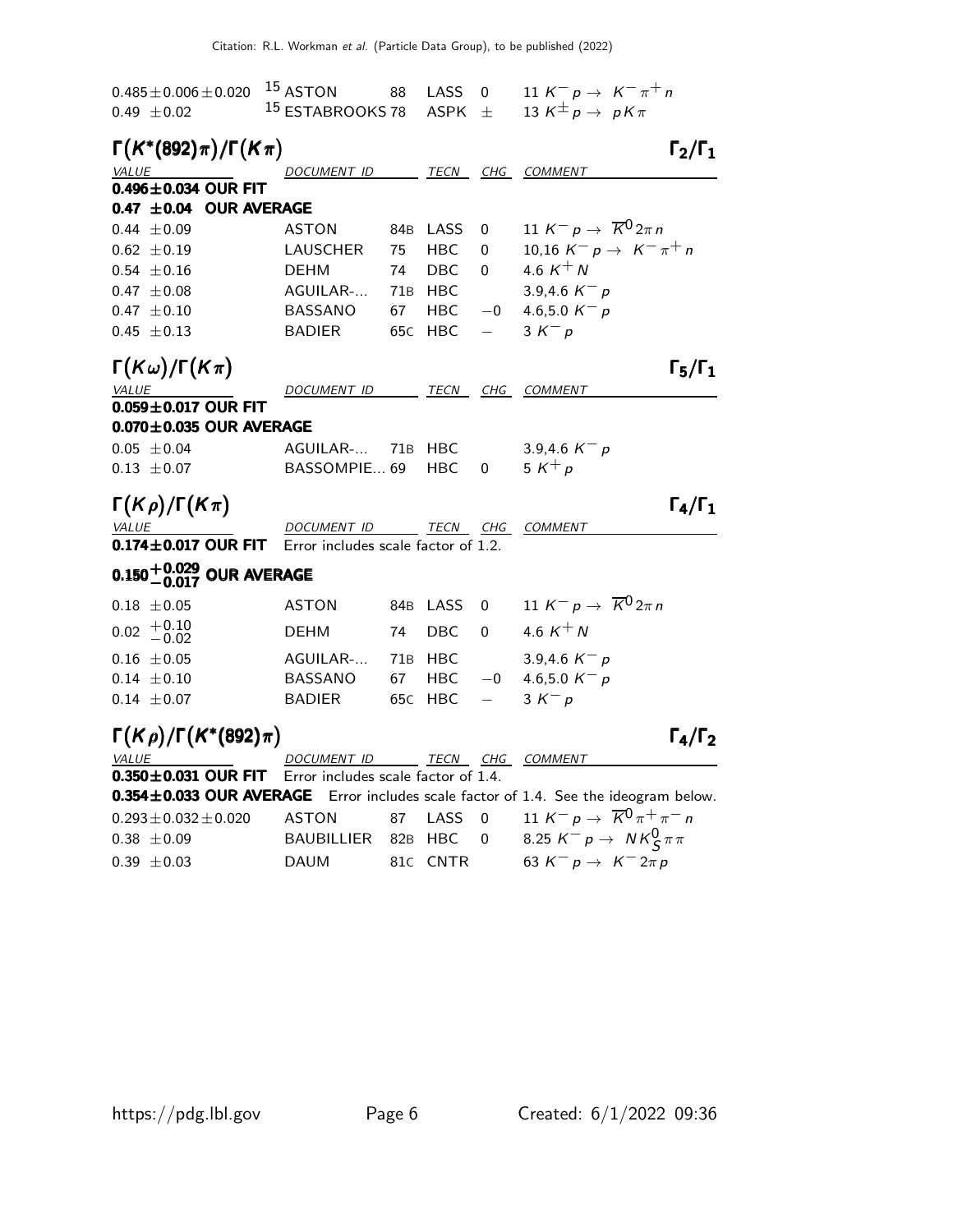| | | | | | |
|---|---|---|---|---|---|
| $0.485 \pm 0.006 \pm 0.020$ | [15] ASTON | 88 | LASS | 0 | 11 $K^- p \rightarrow K^- \pi^+ n$ |
| $0.49 \pm 0.02$ | [15] ESTABROOKS | 78 | ASPK | $\pm$ | 13 $K^\pm p \rightarrow p K \pi$ |

## $\Gamma(K^*(892)\pi)/\Gamma(K\pi)$ — $\Gamma_2/\Gamma_1$

| VALUE | DOCUMENT ID | | TECN | CHG | COMMENT |
|---|---|---|---|---|---|
| **$0.496 \pm 0.034$ OUR FIT** | | | | | |
| **$0.47 \pm 0.04$ OUR AVERAGE** | | | | | |
| $0.44 \pm 0.09$ | ASTON | 84B | LASS | 0 | 11 $K^- p \rightarrow \overline{K}^0 2\pi n$ |
| $0.62 \pm 0.19$ | LAUSCHER | 75 | HBC | 0 | 10,16 $K^- p \rightarrow K^- \pi^+ n$ |
| $0.54 \pm 0.16$ | DEHM | 74 | DBC | 0 | 4.6 $K^+ N$ |
| $0.47 \pm 0.08$ | AGUILAR-... | 71B | HBC | | 3.9,4.6 $K^- p$ |
| $0.47 \pm 0.10$ | BASSANO | 67 | HBC | $-0$ | 4.6,5.0 $K^- p$ |
| $0.45 \pm 0.13$ | BADIER | 65C | HBC | $-$ | 3 $K^- p$ |

## $\Gamma(K\omega)/\Gamma(K\pi)$ — $\Gamma_5/\Gamma_1$

| VALUE | DOCUMENT ID | | TECN | CHG | COMMENT |
|---|---|---|---|---|---|
| **$0.059 \pm 0.017$ OUR FIT** | | | | | |
| **$0.070 \pm 0.035$ OUR AVERAGE** | | | | | |
| $0.05 \pm 0.04$ | AGUILAR-... | 71B | HBC | | 3.9,4.6 $K^- p$ |
| $0.13 \pm 0.07$ | BASSOMPIE... | 69 | HBC | 0 | 5 $K^+ p$ |

## $\Gamma(K\rho)/\Gamma(K\pi)$ — $\Gamma_4/\Gamma_1$

| VALUE | DOCUMENT ID | | TECN | CHG | COMMENT |
|---|---|---|---|---|---|
| **$0.174 \pm 0.017$ OUR FIT** Error includes scale factor of 1.2. | | | | | |
| **$0.150^{+0.029}_{-0.017}$ OUR AVERAGE** | | | | | |
| $0.18 \pm 0.05$ | ASTON | 84B | LASS | 0 | 11 $K^- p \rightarrow \overline{K}^0 2\pi n$ |
| $0.02 \ ^{+0.10}_{-0.02}$ | DEHM | 74 | DBC | 0 | 4.6 $K^+ N$ |
| $0.16 \pm 0.05$ | AGUILAR-... | 71B | HBC | | 3.9,4.6 $K^- p$ |
| $0.14 \pm 0.10$ | BASSANO | 67 | HBC | $-0$ | 4.6,5.0 $K^- p$ |
| $0.14 \pm 0.07$ | BADIER | 65C | HBC | $-$ | 3 $K^- p$ |

## $\Gamma(K\rho)/\Gamma(K^*(892)\pi)$ — $\Gamma_4/\Gamma_2$

| VALUE | DOCUMENT ID | | TECN | CHG | COMMENT |
|---|---|---|---|---|---|
| **$0.350 \pm 0.031$ OUR FIT** Error includes scale factor of 1.4. | | | | | |
| **$0.354 \pm 0.033$ OUR AVERAGE** Error includes scale factor of 1.4. See the ideogram below. | | | | | |
| $0.293 \pm 0.032 \pm 0.020$ | ASTON | 87 | LASS | 0 | 11 $K^- p \rightarrow \overline{K}^0 \pi^+ \pi^- n$ |
| $0.38 \pm 0.09$ | BAUBILLIER | 82B | HBC | 0 | 8.25 $K^- p \rightarrow N K^0_S \pi \pi$ |
| $0.39 \pm 0.03$ | DAUM | 81C | CNTR | | 63 $K^- p \rightarrow K^- 2\pi p$ |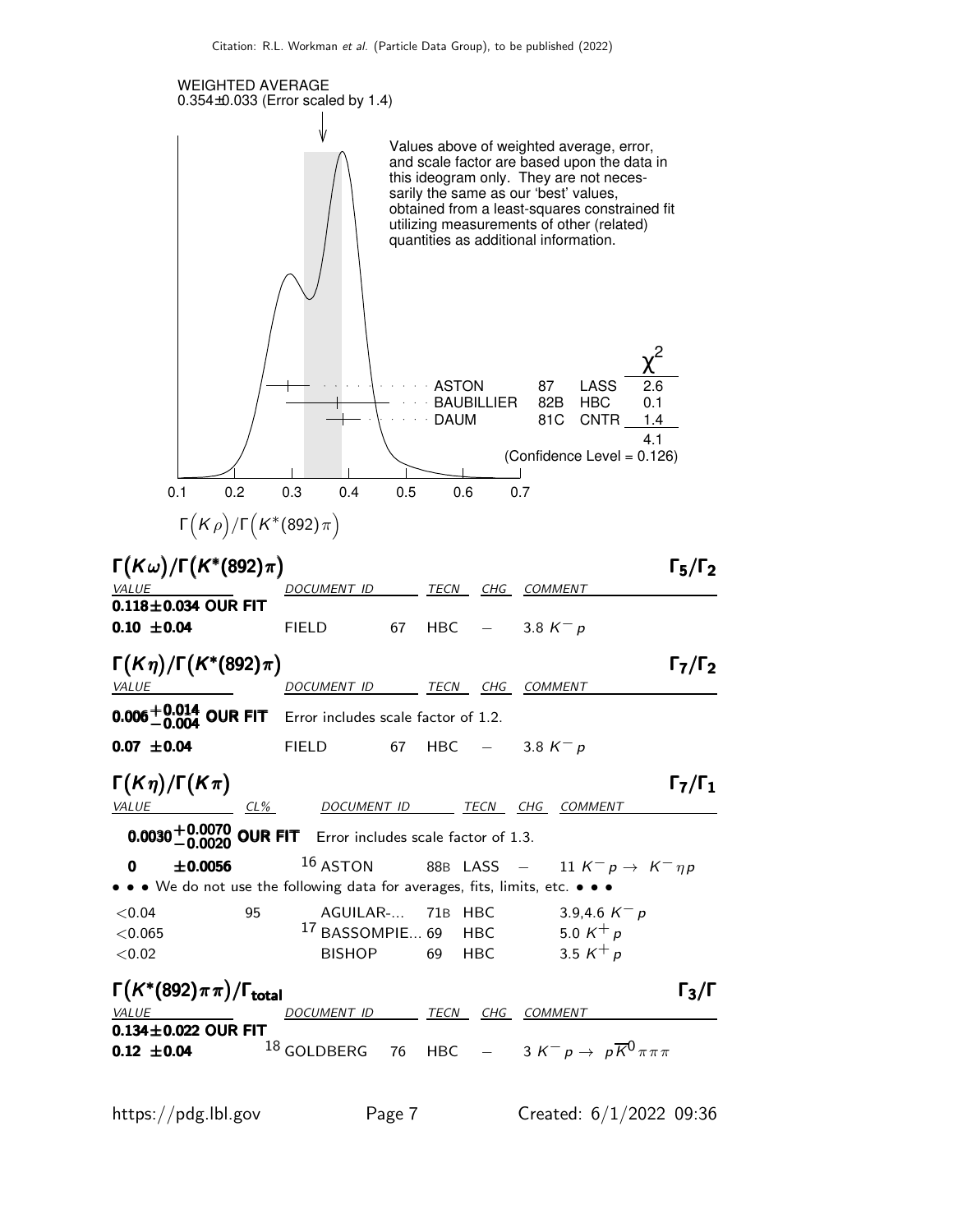WEIGHTED AVERAGE
0.354±0.033 (Error scaled by 1.4)

Values above of weighted average, error, and scale factor are based upon the data in this ideogram only. They are not necessarily the same as our 'best' values, obtained from a least-squares constrained fit utilizing measurements of other (related) quantities as additional information.

| | | | $\chi^2$ |
|---|---|---|---|
| ASTON | 87 | LASS | 2.6 |
| BAUBILLIER | 82B | HBC | 0.1 |
| DAUM | 81C | CNTR | 1.4 |
| | | | 4.1 |

(Confidence Level = 0.126)

$\Gamma(K\rho)/\Gamma(K^*(892)\pi)$

### $\Gamma(K\omega)/\Gamma(K^*(892)\pi)$ — $\Gamma_5/\Gamma_2$

| VALUE | DOCUMENT ID | | TECN | CHG | COMMENT |
|---|---|---|---|---|---|
| **0.118±0.034 OUR FIT** | | | | | |
| **0.10 ±0.04** | FIELD | 67 | HBC | − | 3.8 $K^- p$ |

### $\Gamma(K\eta)/\Gamma(K^*(892)\pi)$ — $\Gamma_7/\Gamma_2$

| VALUE | DOCUMENT ID | | TECN | CHG | COMMENT |
|---|---|---|---|---|---|
| $\mathbf{0.006^{+0.014}_{-0.004}}$ **OUR FIT** | Error includes scale factor of 1.2. | | | | |
| **0.07 ±0.04** | FIELD | 67 | HBC | − | 3.8 $K^- p$ |

### $\Gamma(K\eta)/\Gamma(K\pi)$ — $\Gamma_7/\Gamma_1$

| VALUE | CL% | DOCUMENT ID | | TECN | CHG | COMMENT |
|---|---|---|---|---|---|---|
| $\mathbf{0.0030^{+0.0070}_{-0.0020}}$ **OUR FIT** | | Error includes scale factor of 1.3. | | | | |
| **0 ±0.0056** | | ASTON [16] | 88B | LASS | − | 11 $K^- p \to K^- \eta p$ |
| • • • We do not use the following data for averages, fits, limits, etc. • • • | | | | | | |
| <0.04 | 95 | AGUILAR-... | 71B | HBC | | 3.9,4.6 $K^- p$ |
| <0.065 | | BASSOMPIE... [17] | 69 | HBC | | 5.0 $K^+ p$ |
| <0.02 | | BISHOP | 69 | HBC | | 3.5 $K^+ p$ |

### $\Gamma(K^*(892)\pi\pi)/\Gamma_{\text{total}}$ — $\Gamma_3/\Gamma$

| VALUE | DOCUMENT ID | | TECN | CHG | COMMENT |
|---|---|---|---|---|---|
| **0.134±0.022 OUR FIT** | | | | | |
| **0.12 ±0.04** | GOLDBERG [18] | 76 | HBC | − | 3 $K^- p \to p\overline{K}^0 \pi\pi\pi$ |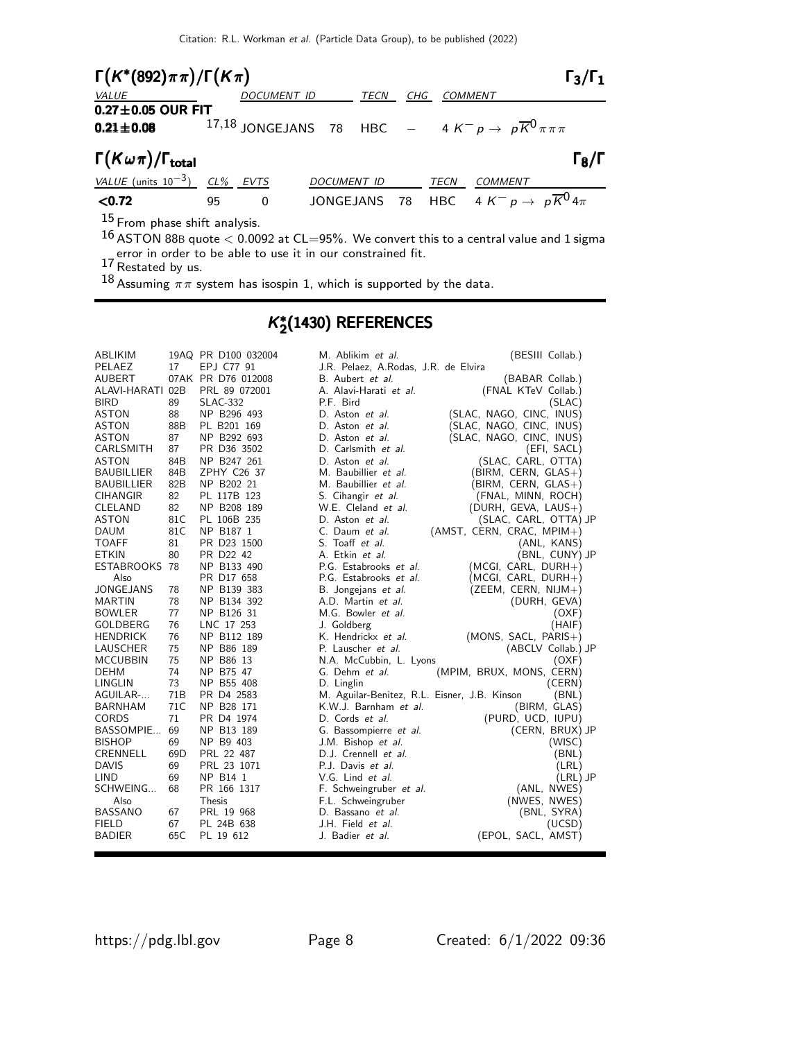## $\Gamma(K^*(892)\pi\pi)/\Gamma(K\pi)$ $\Gamma_3/\Gamma_1$

| VALUE | DOCUMENT ID | | TECN | CHG | COMMENT |
|---|---|---|---|---|---|
| **0.27±0.05 OUR FIT** | | | | | |
| **0.21±0.08** | [17,18] JONGEJANS | 78 | HBC | − | 4 $K^- p \to p\overline{K}^0\pi\pi\pi$ |

## $\Gamma(K\omega\pi)/\Gamma_{total}$ $\Gamma_8/\Gamma$

| VALUE (units $10^{-3}$) | CL% | EVTS | DOCUMENT ID | | TECN | COMMENT |
|---|---|---|---|---|---|---|
| **<0.72** | 95 | 0 | JONGEJANS | 78 | HBC | 4 $K^- p \to p\overline{K}^0 4\pi$ |

[15] From phase shift analysis.

[16] ASTON 88B quote < 0.0092 at CL=95%. We convert this to a central value and 1 sigma error in order to be able to use it in our constrained fit.

[17] Restated by us.

[18] Assuming $\pi\pi$ system has isospin 1, which is supported by the data.

# $K_2^*(1430)$ REFERENCES

| | | | | |
|---|---|---|---|---|
| ABLIKIM | 19AQ | PR D100 032004 | M. Ablikim *et al.* | (BESIII Collab.) |
| PELAEZ | 17 | EPJ C77 91 | J.R. Pelaez, A.Rodas, J.R. de Elvira | |
| AUBERT | 07AK | PR D76 012008 | B. Aubert *et al.* | (BABAR Collab.) |
| ALAVI-HARATI | 02B | PRL 89 072001 | A. Alavi-Harati *et al.* | (FNAL KTeV Collab.) |
| BIRD | 89 | SLAC-332 | P.F. Bird | (SLAC) |
| ASTON | 88 | NP B296 493 | D. Aston *et al.* | (SLAC, NAGO, CINC, INUS) |
| ASTON | 88B | PL B201 169 | D. Aston *et al.* | (SLAC, NAGO, CINC, INUS) |
| ASTON | 87 | NP B292 693 | D. Aston *et al.* | (SLAC, NAGO, CINC, INUS) |
| CARLSMITH | 87 | PR D36 3502 | D. Carlsmith *et al.* | (EFI, SACL) |
| ASTON | 84B | NP B247 261 | D. Aston *et al.* | (SLAC, CARL, OTTA) |
| BAUBILLIER | 84B | ZPHY C26 37 | M. Baubillier *et al.* | (BIRM, CERN, GLAS+) |
| BAUBILLIER | 82B | NP B202 21 | M. Baubillier *et al.* | (BIRM, CERN, GLAS+) |
| CIHANGIR | 82 | PL 117B 123 | S. Cihangir *et al.* | (FNAL, MINN, ROCH) |
| CLELAND | 82 | NP B208 189 | W.E. Cleland *et al.* | (DURH, GEVA, LAUS+) |
| ASTON | 81C | PL 106B 235 | D. Aston *et al.* | (SLAC, CARL, OTTA) JP |
| DAUM | 81C | NP B187 1 | C. Daum *et al.* | (AMST, CERN, CRAC, MPIM+) |
| TOAFF | 81 | PR D23 1500 | S. Toaff *et al.* | (ANL, KANS) |
| ETKIN | 80 | PR D22 42 | A. Etkin *et al.* | (BNL, CUNY) JP |
| ESTABROOKS | 78 | NP B133 490 | P.G. Estabrooks *et al.* | (MCGI, CARL, DURH+) |
| Also | | PR D17 658 | P.G. Estabrooks *et al.* | (MCGI, CARL, DURH+) |
| JONGEJANS | 78 | NP B139 383 | B. Jongejans *et al.* | (ZEEM, CERN, NIJM+) |
| MARTIN | 78 | NP B134 392 | A.D. Martin *et al.* | (DURH, GEVA) |
| BOWLER | 77 | NP B126 31 | M.G. Bowler *et al.* | (OXF) |
| GOLDBERG | 76 | LNC 17 253 | J. Goldberg | (HAIF) |
| HENDRICK | 76 | NP B112 189 | K. Hendrickx *et al.* | (MONS, SACL, PARIS+) |
| LAUSCHER | 75 | NP B86 189 | P. Lauscher *et al.* | (ABCLV Collab.) JP |
| MCCUBBIN | 75 | NP B86 13 | N.A. McCubbin, L. Lyons | (OXF) |
| DEHM | 74 | NP B75 47 | G. Dehm *et al.* | (MPIM, BRUX, MONS, CERN) |
| LINGLIN | 73 | NP B55 408 | D. Linglin | (CERN) |
| AGUILAR-... | 71B | PR D4 2583 | M. Aguilar-Benitez, R.L. Eisner, J.B. Kinson | (BNL) |
| BARNHAM | 71C | NP B28 171 | K.W.J. Barnham *et al.* | (BIRM, GLAS) |
| CORDS | 71 | PR D4 1974 | D. Cords *et al.* | (PURD, UCD, IUPU) |
| BASSOMPIE... | 69 | NP B13 189 | G. Bassompierre *et al.* | (CERN, BRUX) JP |
| BISHOP | 69 | NP B9 403 | J.M. Bishop *et al.* | (WISC) |
| CRENNELL | 69D | PRL 22 487 | D.J. Crennell *et al.* | (BNL) |
| DAVIS | 69 | PRL 23 1071 | P.J. Davis *et al.* | (LRL) |
| LIND | 69 | NP B14 1 | V.G. Lind *et al.* | (LRL) JP |
| SCHWEING... | 68 | PR 166 1317 | F. Schweingruber *et al.* | (ANL, NWES) |
| Also | | Thesis | F.L. Schweingruber | (NWES, NWES) |
| BASSANO | 67 | PRL 19 968 | D. Bassano *et al.* | (BNL, SYRA) |
| FIELD | 67 | PL 24B 638 | J.H. Field *et al.* | (UCSD) |
| BADIER | 65C | PL 19 612 | J. Badier *et al.* | (EPOL, SACL, AMST) |